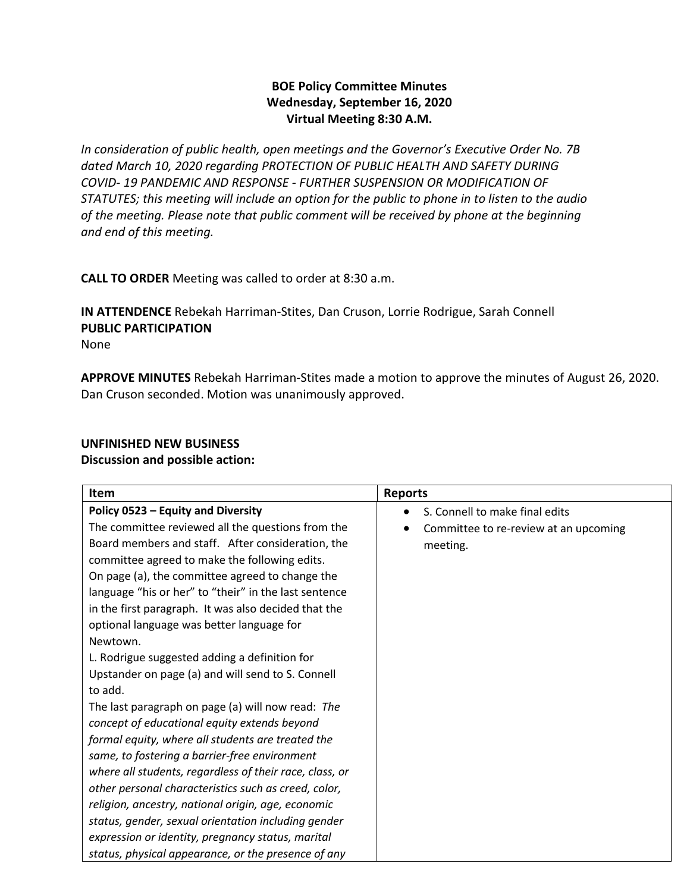**BOE Policy Committee Minutes**
**Wednesday, September 16, 2020**
**Virtual Meeting 8:30 A.M.**

*In consideration of public health, open meetings and the Governor's Executive Order No. 7B dated March 10, 2020 regarding PROTECTION OF PUBLIC HEALTH AND SAFETY DURING COVID- 19 PANDEMIC AND RESPONSE - FURTHER SUSPENSION OR MODIFICATION OF STATUTES; this meeting will include an option for the public to phone in to listen to the audio of the meeting. Please note that public comment will be received by phone at the beginning and end of this meeting.*

**CALL TO ORDER** Meeting was called to order at 8:30 a.m.

**IN ATTENDENCE** Rebekah Harriman-Stites, Dan Cruson, Lorrie Rodrigue, Sarah Connell
**PUBLIC PARTICIPATION**
None

**APPROVE MINUTES** Rebekah Harriman-Stites made a motion to approve the minutes of August 26, 2020. Dan Cruson seconded. Motion was unanimously approved.

**UNFINISHED NEW BUSINESS**
**Discussion and possible action:**

| Item | Reports |
|---|---|
| **Policy 0523 – Equity and Diversity**<br>The committee reviewed all the questions from the Board members and staff. After consideration, the committee agreed to make the following edits.<br>On page (a), the committee agreed to change the language "his or her" to "their" in the last sentence in the first paragraph. It was also decided that the optional language was better language for Newtown.<br>L. Rodrigue suggested adding a definition for Upstander on page (a) and will send to S. Connell to add.<br>The last paragraph on page (a) will now read: *The concept of educational equity extends beyond formal equity, where all students are treated the same, to fostering a barrier-free environment where all students, regardless of their race, class, or other personal characteristics such as creed, color, religion, ancestry, national origin, age, economic status, gender, sexual orientation including gender expression or identity, pregnancy status, marital status, physical appearance, or the presence of any* | • S. Connell to make final edits<br>• Committee to re-review at an upcoming meeting. |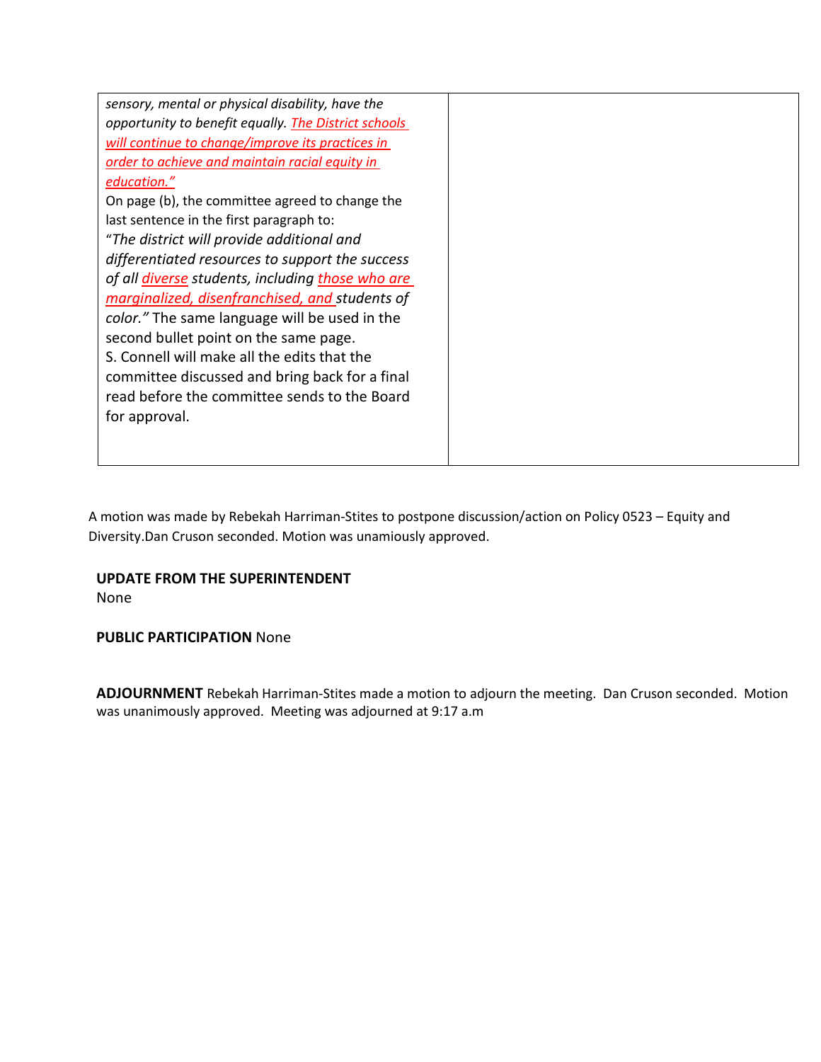| | |
|---|---|
| *sensory, mental or physical disability, have the opportunity to benefit equally. The District schools will continue to change/improve its practices in order to achieve and maintain racial equity in education."*<br>On page (b), the committee agreed to change the last sentence in the first paragraph to:<br>"*The district will provide additional and differentiated resources to support the success of all diverse students, including those who are marginalized, disenfranchised, and students of color."* The same language will be used in the second bullet point on the same page.<br>S. Connell will make all the edits that the committee discussed and bring back for a final read before the committee sends to the Board for approval. | |

A motion was made by Rebekah Harriman-Stites to postpone discussion/action on Policy 0523 – Equity and Diversity.Dan Cruson seconded. Motion was unamiously approved.

**UPDATE FROM THE SUPERINTENDENT**
None

**PUBLIC PARTICIPATION** None

**ADJOURNMENT** Rebekah Harriman-Stites made a motion to adjourn the meeting. Dan Cruson seconded. Motion was unanimously approved. Meeting was adjourned at 9:17 a.m